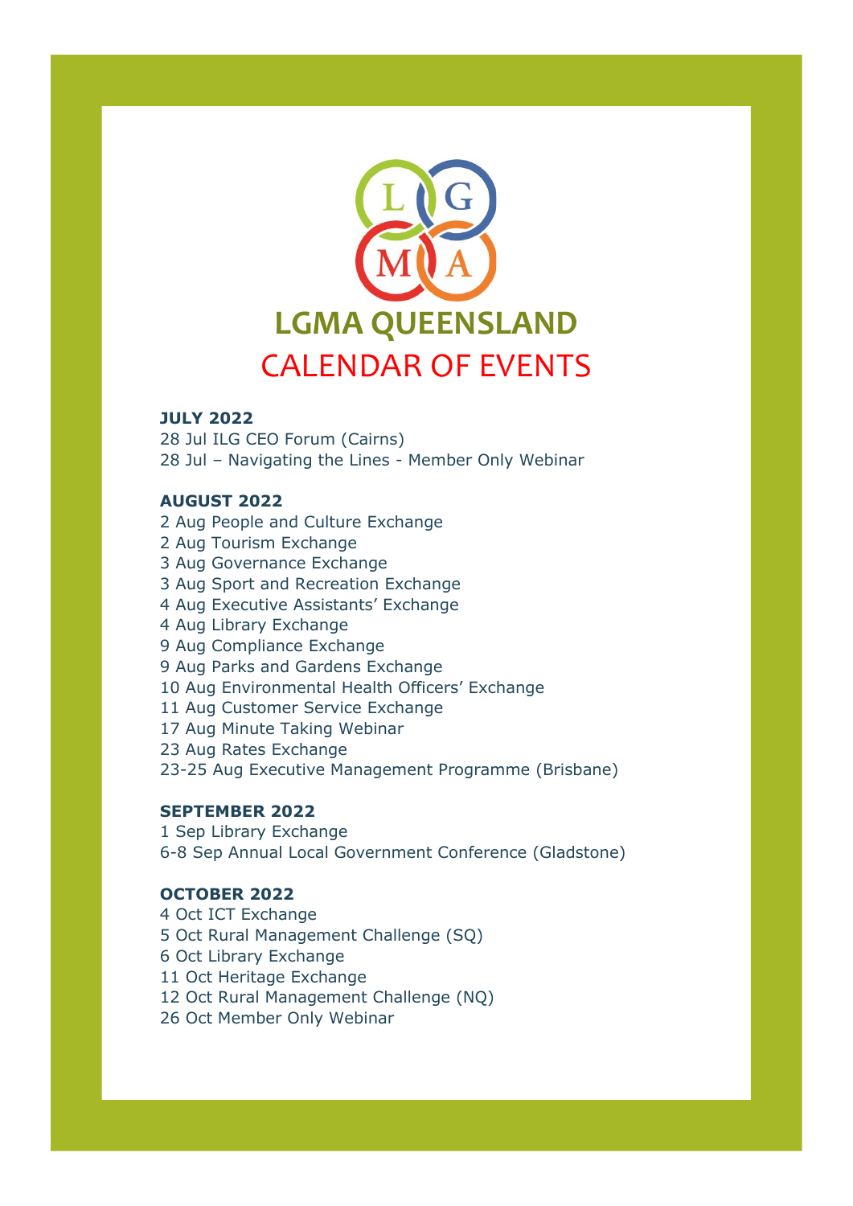# LGMA QUEENSLAND

## CALENDAR OF EVENTS

**JULY 2022**

28 Jul ILG CEO Forum (Cairns)
28 Jul – Navigating the Lines - Member Only Webinar

**AUGUST 2022**

2 Aug People and Culture Exchange
2 Aug Tourism Exchange
3 Aug Governance Exchange
3 Aug Sport and Recreation Exchange
4 Aug Executive Assistants' Exchange
4 Aug Library Exchange
9 Aug Compliance Exchange
9 Aug Parks and Gardens Exchange
10 Aug Environmental Health Officers' Exchange
11 Aug Customer Service Exchange
17 Aug Minute Taking Webinar
23 Aug Rates Exchange
23-25 Aug Executive Management Programme (Brisbane)

**SEPTEMBER 2022**

1 Sep Library Exchange
6-8 Sep Annual Local Government Conference (Gladstone)

**OCTOBER 2022**

4 Oct ICT Exchange
5 Oct Rural Management Challenge (SQ)
6 Oct Library Exchange
11 Oct Heritage Exchange
12 Oct Rural Management Challenge (NQ)
26 Oct Member Only Webinar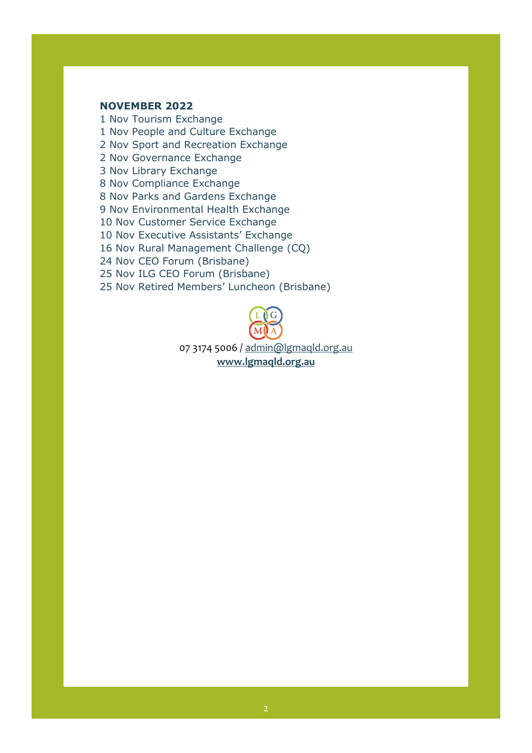**NOVEMBER 2022**

1 Nov Tourism Exchange
1 Nov People and Culture Exchange
2 Nov Sport and Recreation Exchange
2 Nov Governance Exchange
3 Nov Library Exchange
8 Nov Compliance Exchange
8 Nov Parks and Gardens Exchange
9 Nov Environmental Health Exchange
10 Nov Customer Service Exchange
10 Nov Executive Assistants' Exchange
16 Nov Rural Management Challenge (CQ)
24 Nov CEO Forum (Brisbane)
25 Nov ILG CEO Forum (Brisbane)
25 Nov Retired Members' Luncheon (Brisbane)

LGMA

07 3174 5006 / admin@lgmaqld.org.au

**www.lgmaqld.org.au**